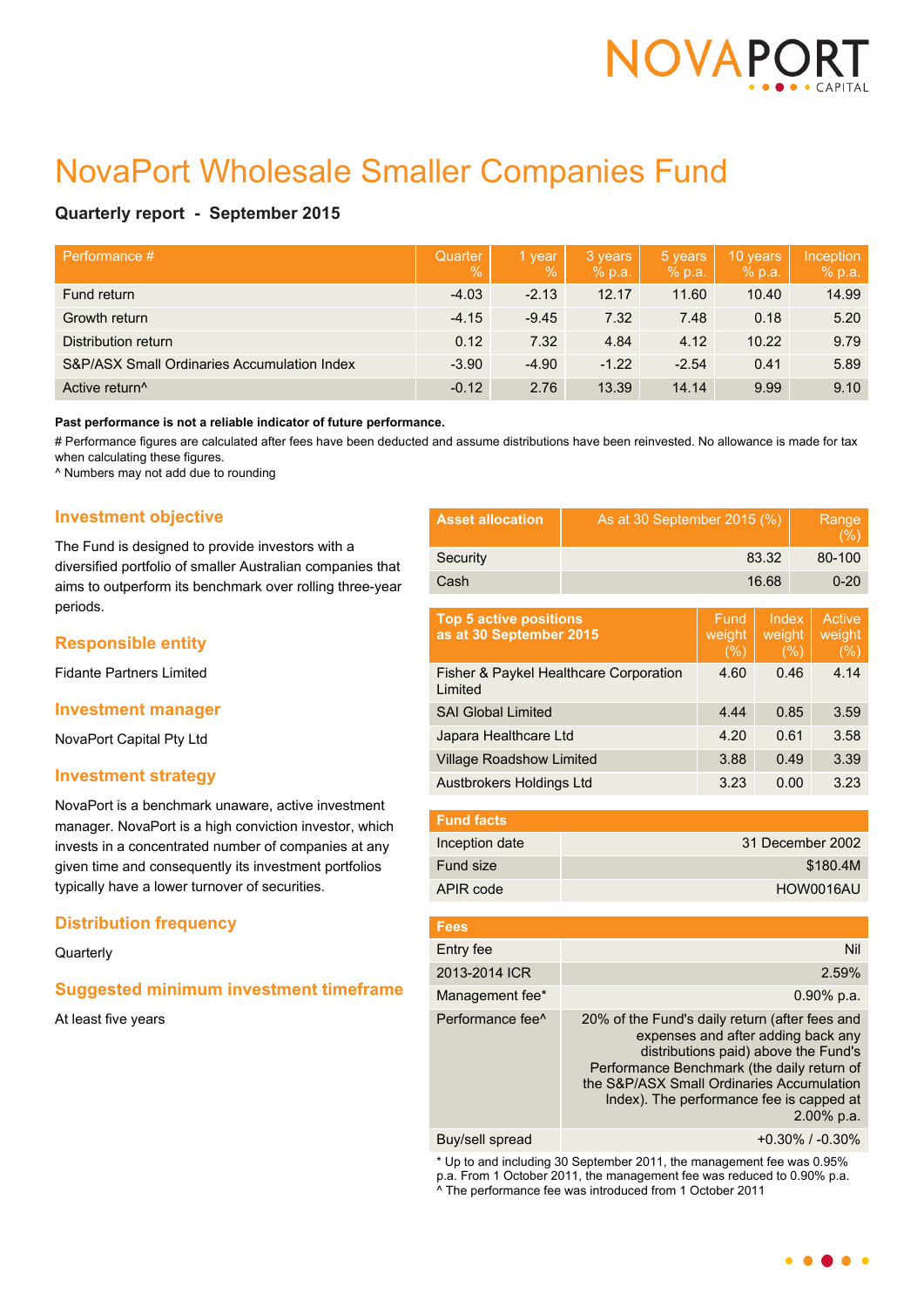# NovaPort Wholesale Smaller Companies Fund

**Quarterly report - September 2015**

| Performance # | Quarter % | 1 year % | 3 years % p.a. | 5 years % p.a. | 10 years % p.a. | Inception % p.a. |
|---|---|---|---|---|---|---|
| Fund return | -4.03 | -2.13 | 12.17 | 11.60 | 10.40 | 14.99 |
| Growth return | -4.15 | -9.45 | 7.32 | 7.48 | 0.18 | 5.20 |
| Distribution return | 0.12 | 7.32 | 4.84 | 4.12 | 10.22 | 9.79 |
| S&P/ASX Small Ordinaries Accumulation Index | -3.90 | -4.90 | -1.22 | -2.54 | 0.41 | 5.89 |
| Active return^ | -0.12 | 2.76 | 13.39 | 14.14 | 9.99 | 9.10 |

**Past performance is not a reliable indicator of future performance.**

# Performance figures are calculated after fees have been deducted and assume distributions have been reinvested. No allowance is made for tax when calculating these figures.

^ Numbers may not add due to rounding

## Investment objective

The Fund is designed to provide investors with a diversified portfolio of smaller Australian companies that aims to outperform its benchmark over rolling three-year periods.

## Responsible entity

Fidante Partners Limited

## Investment manager

NovaPort Capital Pty Ltd

## Investment strategy

NovaPort is a benchmark unaware, active investment manager. NovaPort is a high conviction investor, which invests in a concentrated number of companies at any given time and consequently its investment portfolios typically have a lower turnover of securities.

## Distribution frequency

Quarterly

## Suggested minimum investment timeframe

At least five years

| Asset allocation | As at 30 September 2015 (%) | Range (%) |
|---|---|---|
| Security | 83.32 | 80-100 |
| Cash | 16.68 | 0-20 |

| Top 5 active positions as at 30 September 2015 | Fund weight (%) | Index weight (%) | Active weight (%) |
|---|---|---|---|
| Fisher & Paykel Healthcare Corporation Limited | 4.60 | 0.46 | 4.14 |
| SAI Global Limited | 4.44 | 0.85 | 3.59 |
| Japara Healthcare Ltd | 4.20 | 0.61 | 3.58 |
| Village Roadshow Limited | 3.88 | 0.49 | 3.39 |
| Austbrokers Holdings Ltd | 3.23 | 0.00 | 3.23 |

| Fund facts | |
|---|---|
| Inception date | 31 December 2002 |
| Fund size | $180.4M |
| APIR code | HOW0016AU |

| Fees | |
|---|---|
| Entry fee | Nil |
| 2013-2014 ICR | 2.59% |
| Management fee* | 0.90% p.a. |
| Performance fee^ | 20% of the Fund's daily return (after fees and expenses and after adding back any distributions paid) above the Fund's Performance Benchmark (the daily return of the S&P/ASX Small Ordinaries Accumulation Index). The performance fee is capped at 2.00% p.a. |
| Buy/sell spread | +0.30% / -0.30% |

* Up to and including 30 September 2011, the management fee was 0.95% p.a. From 1 October 2011, the management fee was reduced to 0.90% p.a.

^ The performance fee was introduced from 1 October 2011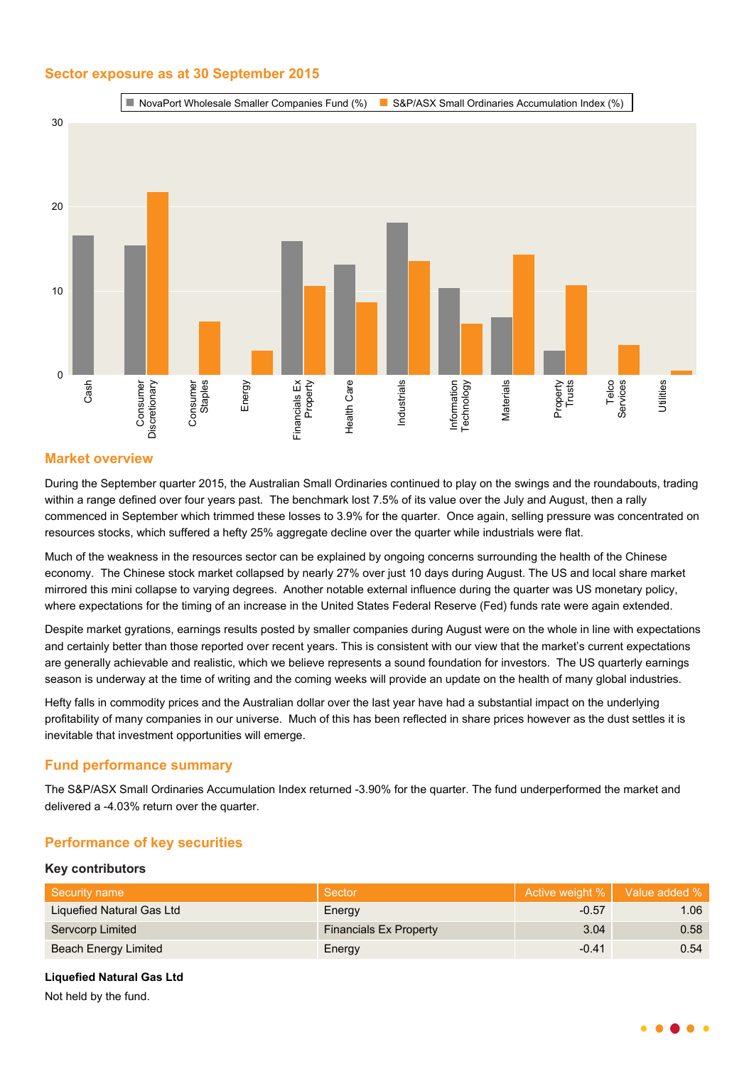## Sector exposure as at 30 September 2015

## Market overview

During the September quarter 2015, the Australian Small Ordinaries continued to play on the swings and the roundabouts, trading within a range defined over four years past. The benchmark lost 7.5% of its value over the July and August, then a rally commenced in September which trimmed these losses to 3.9% for the quarter. Once again, selling pressure was concentrated on resources stocks, which suffered a hefty 25% aggregate decline over the quarter while industrials were flat.

Much of the weakness in the resources sector can be explained by ongoing concerns surrounding the health of the Chinese economy. The Chinese stock market collapsed by nearly 27% over just 10 days during August. The US and local share market mirrored this mini collapse to varying degrees. Another notable external influence during the quarter was US monetary policy, where expectations for the timing of an increase in the United States Federal Reserve (Fed) funds rate were again extended.

Despite market gyrations, earnings results posted by smaller companies during August were on the whole in line with expectations and certainly better than those reported over recent years. This is consistent with our view that the market's current expectations are generally achievable and realistic, which we believe represents a sound foundation for investors. The US quarterly earnings season is underway at the time of writing and the coming weeks will provide an update on the health of many global industries.

Hefty falls in commodity prices and the Australian dollar over the last year have had a substantial impact on the underlying profitability of many companies in our universe. Much of this has been reflected in share prices however as the dust settles it is inevitable that investment opportunities will emerge.

## Fund performance summary

The S&P/ASX Small Ordinaries Accumulation Index returned -3.90% for the quarter. The fund underperformed the market and delivered a -4.03% return over the quarter.

## Performance of key securities

### Key contributors

| Security name | Sector | Active weight % | Value added % |
|---|---|---|---|
| Liquefied Natural Gas Ltd | Energy | -0.57 | 1.06 |
| Servcorp Limited | Financials Ex Property | 3.04 | 0.58 |
| Beach Energy Limited | Energy | -0.41 | 0.54 |

**Liquefied Natural Gas Ltd**

Not held by the fund.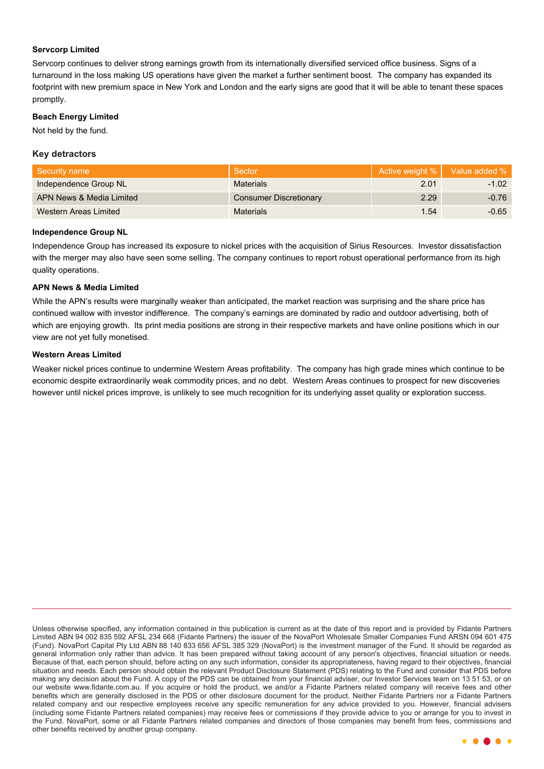#### Servcorp Limited

Servcorp continues to deliver strong earnings growth from its internationally diversified serviced office business. Signs of a turnaround in the loss making US operations have given the market a further sentiment boost. The company has expanded its footprint with new premium space in New York and London and the early signs are good that it will be able to tenant these spaces promptly.

#### Beach Energy Limited

Not held by the fund.

### Key detractors

| Security name | Sector | Active weight % | Value added % |
|---|---|---|---|
| Independence Group NL | Materials | 2.01 | -1.02 |
| APN News & Media Limited | Consumer Discretionary | 2.29 | -0.76 |
| Western Areas Limited | Materials | 1.54 | -0.65 |

#### Independence Group NL

Independence Group has increased its exposure to nickel prices with the acquisition of Sirius Resources. Investor dissatisfaction with the merger may also have seen some selling. The company continues to report robust operational performance from its high quality operations.

#### APN News & Media Limited

While the APN's results were marginally weaker than anticipated, the market reaction was surprising and the share price has continued wallow with investor indifference. The company's earnings are dominated by radio and outdoor advertising, both of which are enjoying growth. Its print media positions are strong in their respective markets and have online positions which in our view are not yet fully monetised.

#### Western Areas Limited

Weaker nickel prices continue to undermine Western Areas profitability. The company has high grade mines which continue to be economic despite extraordinarily weak commodity prices, and no debt. Western Areas continues to prospect for new discoveries however until nickel prices improve, is unlikely to see much recognition for its underlying asset quality or exploration success.

---

Unless otherwise specified, any information contained in this publication is current as at the date of this report and is provided by Fidante Partners Limited ABN 94 002 835 592 AFSL 234 668 (Fidante Partners) the issuer of the NovaPort Wholesale Smaller Companies Fund ARSN 094 601 475 (Fund). NovaPort Capital Pty Ltd ABN 88 140 833 656 AFSL 385 329 (NovaPort) is the investment manager of the Fund. It should be regarded as general information only rather than advice. It has been prepared without taking account of any person's objectives, financial situation or needs. Because of that, each person should, before acting on any such information, consider its appropriateness, having regard to their objectives, financial situation and needs. Each person should obtain the relevant Product Disclosure Statement (PDS) relating to the Fund and consider that PDS before making any decision about the Fund. A copy of the PDS can be obtained from your financial adviser, our Investor Services team on 13 51 53, or on our website www.fidante.com.au. If you acquire or hold the product, we and/or a Fidante Partners related company will receive fees and other benefits which are generally disclosed in the PDS or other disclosure document for the product. Neither Fidante Partners nor a Fidante Partners related company and our respective employees receive any specific remuneration for any advice provided to you. However, financial advisers (including some Fidante Partners related companies) may receive fees or commissions if they provide advice to you or arrange for you to invest in the Fund. NovaPort, some or all Fidante Partners related companies and directors of those companies may benefit from fees, commissions and other benefits received by another group company.